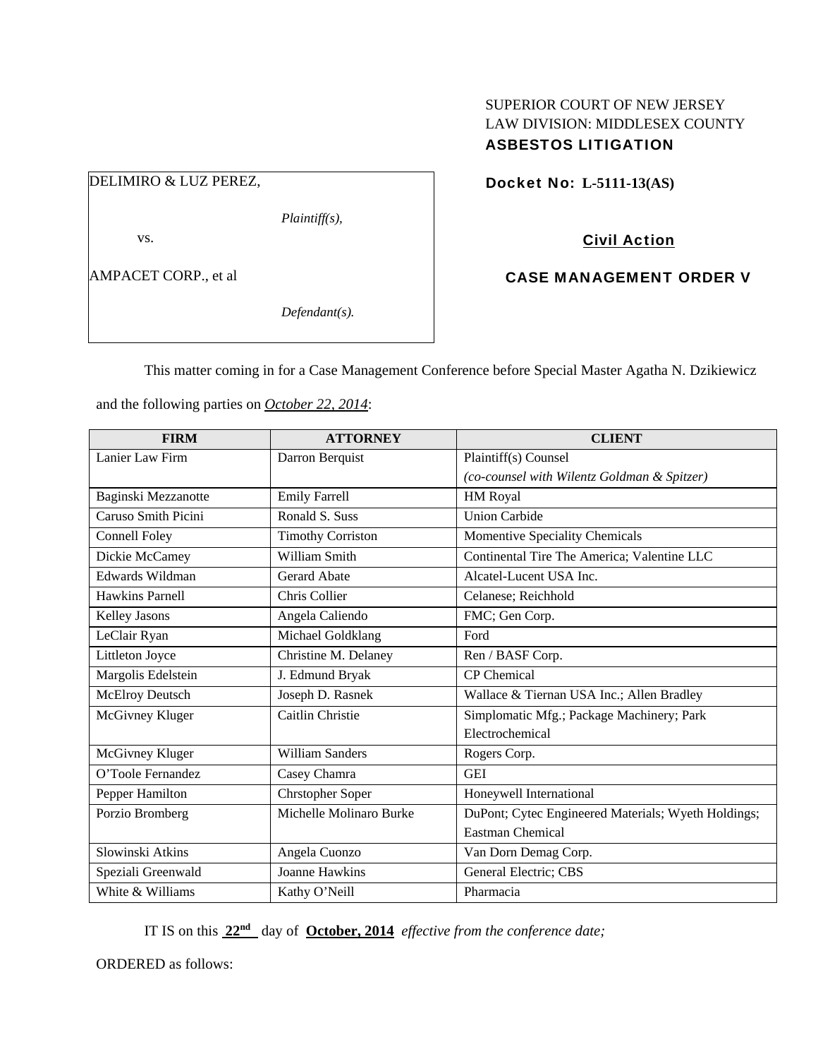SUPERIOR COURT OF NEW JERSEY
LAW DIVISION: MIDDLESEX COUNTY
**ASBESTOS LITIGATION**

DELIMIRO & LUZ PEREZ,

*Plaintiff(s),*

vs.

AMPACET CORP., et al

*Defendant(s).*

**Docket No: L-5111-13(AS)**

**Civil Action**

**CASE MANAGEMENT ORDER V**

This matter coming in for a Case Management Conference before Special Master Agatha N. Dzikiewicz and the following parties on *October 22, 2014*:

| FIRM | ATTORNEY | CLIENT |
|---|---|---|
| Lanier Law Firm | Darron Berquist | Plaintiff(s) Counsel *(co-counsel with Wilentz Goldman & Spitzer)* |
| Baginski Mezzanotte | Emily Farrell | HM Royal |
| Caruso Smith Picini | Ronald S. Suss | Union Carbide |
| Connell Foley | Timothy Corriston | Momentive Speciality Chemicals |
| Dickie McCamey | William Smith | Continental Tire The America; Valentine LLC |
| Edwards Wildman | Gerard Abate | Alcatel-Lucent USA Inc. |
| Hawkins Parnell | Chris Collier | Celanese; Reichhold |
| Kelley Jasons | Angela Caliendo | FMC; Gen Corp. |
| LeClair Ryan | Michael Goldklang | Ford |
| Littleton Joyce | Christine M. Delaney | Ren / BASF Corp. |
| Margolis Edelstein | J. Edmund Bryak | CP Chemical |
| McElroy Deutsch | Joseph D. Rasnek | Wallace & Tiernan USA Inc.; Allen Bradley |
| McGivney Kluger | Caitlin Christie | Simplomatic Mfg.; Package Machinery; Park Electrochemical |
| McGivney Kluger | William Sanders | Rogers Corp. |
| O'Toole Fernandez | Casey Chamra | GEI |
| Pepper Hamilton | Chrstopher Soper | Honeywell International |
| Porzio Bromberg | Michelle Molinaro Burke | DuPont; Cytec Engineered Materials; Wyeth Holdings; Eastman Chemical |
| Slowinski Atkins | Angela Cuonzo | Van Dorn Demag Corp. |
| Speziali Greenwald | Joanne Hawkins | General Electric; CBS |
| White & Williams | Kathy O'Neill | Pharmacia |

IT IS on this **22nd** day of **October, 2014** *effective from the conference date;*

ORDERED as follows: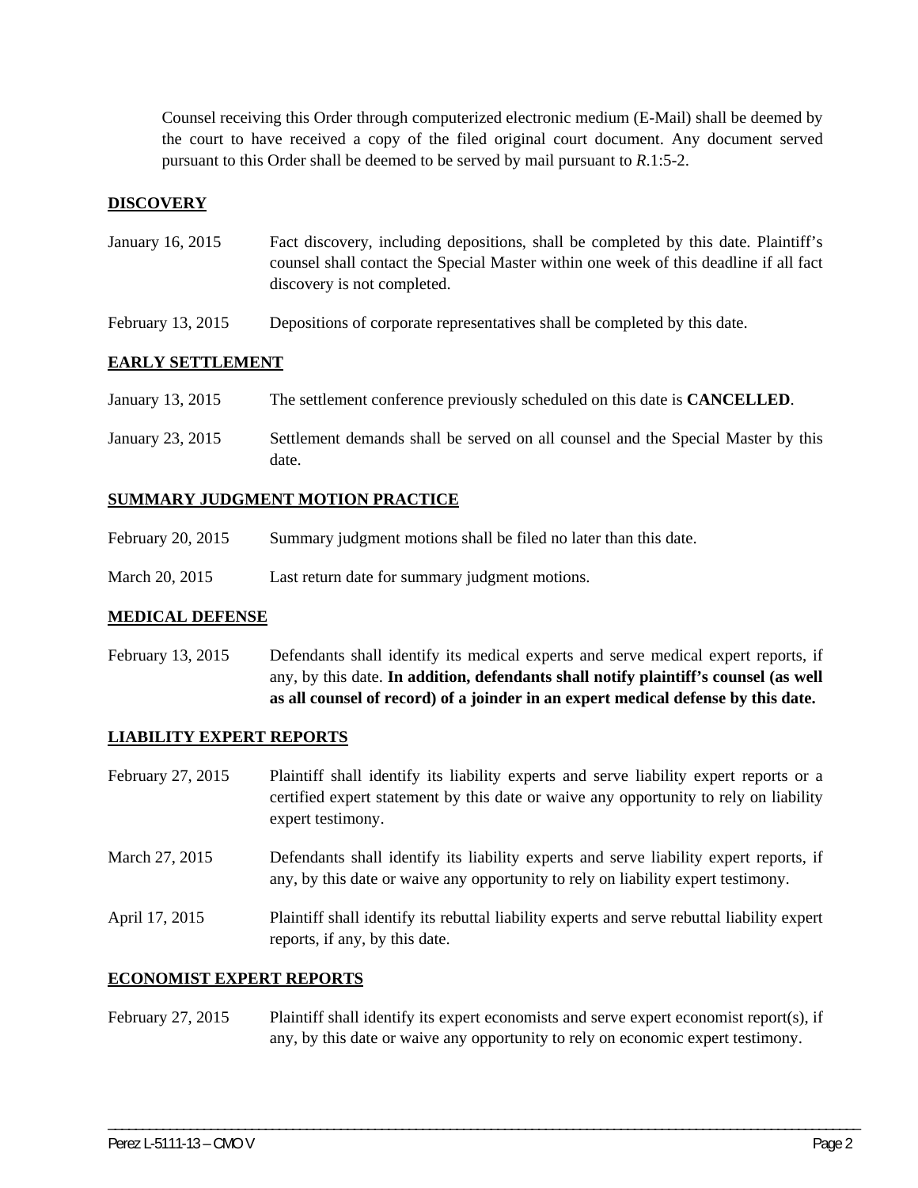Counsel receiving this Order through computerized electronic medium (E-Mail) shall be deemed by the court to have received a copy of the filed original court document. Any document served pursuant to this Order shall be deemed to be served by mail pursuant to *R*.1:5-2.

## DISCOVERY

January 16, 2015 — Fact discovery, including depositions, shall be completed by this date. Plaintiff's counsel shall contact the Special Master within one week of this deadline if all fact discovery is not completed.

February 13, 2015 — Depositions of corporate representatives shall be completed by this date.

## EARLY SETTLEMENT

January 13, 2015 — The settlement conference previously scheduled on this date is **CANCELLED**.

January 23, 2015 — Settlement demands shall be served on all counsel and the Special Master by this date.

## SUMMARY JUDGMENT MOTION PRACTICE

February 20, 2015 — Summary judgment motions shall be filed no later than this date.

March 20, 2015 — Last return date for summary judgment motions.

## MEDICAL DEFENSE

February 13, 2015 — Defendants shall identify its medical experts and serve medical expert reports, if any, by this date. **In addition, defendants shall notify plaintiff's counsel (as well as all counsel of record) of a joinder in an expert medical defense by this date.**

## LIABILITY EXPERT REPORTS

February 27, 2015 — Plaintiff shall identify its liability experts and serve liability expert reports or a certified expert statement by this date or waive any opportunity to rely on liability expert testimony.

March 27, 2015 — Defendants shall identify its liability experts and serve liability expert reports, if any, by this date or waive any opportunity to rely on liability expert testimony.

April 17, 2015 — Plaintiff shall identify its rebuttal liability experts and serve rebuttal liability expert reports, if any, by this date.

## ECONOMIST EXPERT REPORTS

February 27, 2015 — Plaintiff shall identify its expert economists and serve expert economist report(s), if any, by this date or waive any opportunity to rely on economic expert testimony.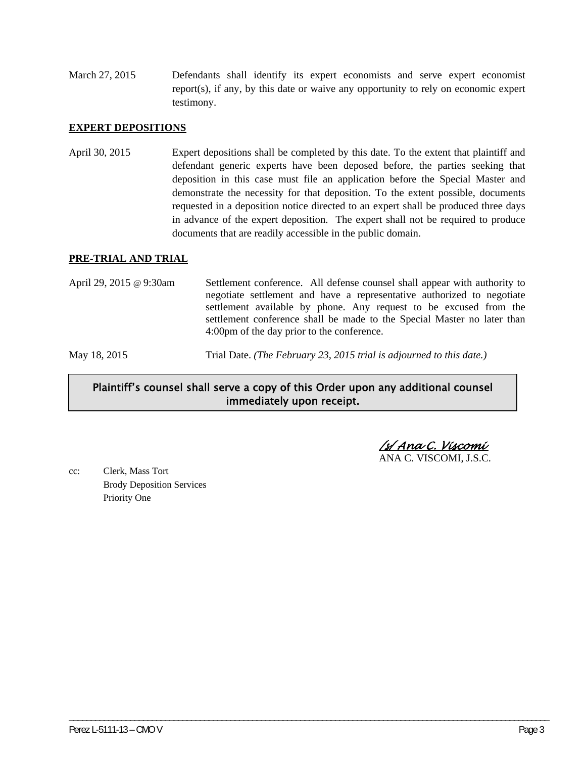March 27, 2015 Defendants shall identify its expert economists and serve expert economist report(s), if any, by this date or waive any opportunity to rely on economic expert testimony.

**EXPERT DEPOSITIONS**

April 30, 2015 Expert depositions shall be completed by this date. To the extent that plaintiff and defendant generic experts have been deposed before, the parties seeking that deposition in this case must file an application before the Special Master and demonstrate the necessity for that deposition. To the extent possible, documents requested in a deposition notice directed to an expert shall be produced three days in advance of the expert deposition. The expert shall not be required to produce documents that are readily accessible in the public domain.

**PRE-TRIAL AND TRIAL**

April 29, 2015 @ 9:30am Settlement conference. All defense counsel shall appear with authority to negotiate settlement and have a representative authorized to negotiate settlement available by phone. Any request to be excused from the settlement conference shall be made to the Special Master no later than 4:00pm of the day prior to the conference.

May 18, 2015 Trial Date. *(The February 23, 2015 trial is adjourned to this date.)*

**Plaintiff's counsel shall serve a copy of this Order upon any additional counsel immediately upon receipt.**

*/s/ Ana C. Viscomi*
ANA C. VISCOMI, J.S.C.

cc: Clerk, Mass Tort
Brody Deposition Services
Priority One